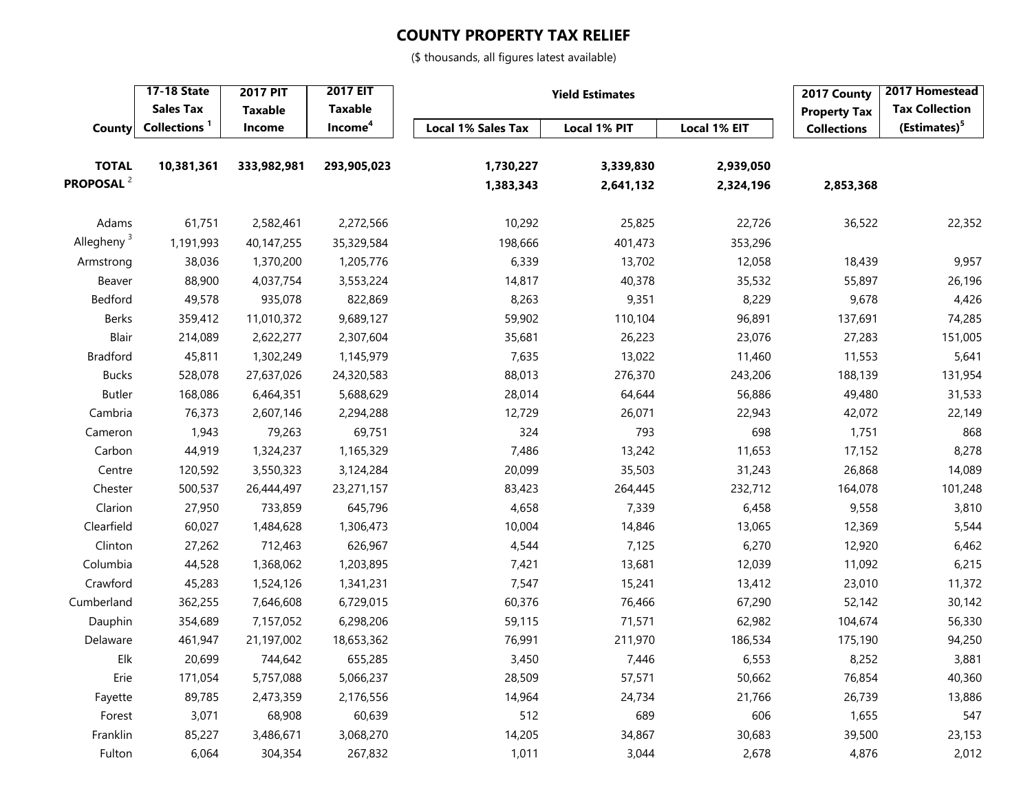# COUNTY PROPERTY TAX RELIEF

($ thousands, all figures latest available)

| County | 17-18 State Sales Tax Collections [1] | 2017 PIT Taxable Income | 2017 EIT Taxable Income[4] | Yield Estimates | | | 2017 County Property Tax Collections | 2017 Homestead Tax Collection (Estimates)[5] |
|---|---|---|---|---|---|---|---|---|
| | | | | Local 1% Sales Tax | Local 1% PIT | Local 1% EIT | | |
| **TOTAL** | **10,381,361** | **333,982,981** | **293,905,023** | **1,730,227** | **3,339,830** | **2,939,050** | | |
| **PROPOSAL** [2] | | | | **1,383,343** | **2,641,132** | **2,324,196** | **2,853,368** | |
| Adams | 61,751 | 2,582,461 | 2,272,566 | 10,292 | 25,825 | 22,726 | 36,522 | 22,352 |
| Allegheny [3] | 1,191,993 | 40,147,255 | 35,329,584 | 198,666 | 401,473 | 353,296 | | |
| Armstrong | 38,036 | 1,370,200 | 1,205,776 | 6,339 | 13,702 | 12,058 | 18,439 | 9,957 |
| Beaver | 88,900 | 4,037,754 | 3,553,224 | 14,817 | 40,378 | 35,532 | 55,897 | 26,196 |
| Bedford | 49,578 | 935,078 | 822,869 | 8,263 | 9,351 | 8,229 | 9,678 | 4,426 |
| Berks | 359,412 | 11,010,372 | 9,689,127 | 59,902 | 110,104 | 96,891 | 137,691 | 74,285 |
| Blair | 214,089 | 2,622,277 | 2,307,604 | 35,681 | 26,223 | 23,076 | 27,283 | 151,005 |
| Bradford | 45,811 | 1,302,249 | 1,145,979 | 7,635 | 13,022 | 11,460 | 11,553 | 5,641 |
| Bucks | 528,078 | 27,637,026 | 24,320,583 | 88,013 | 276,370 | 243,206 | 188,139 | 131,954 |
| Butler | 168,086 | 6,464,351 | 5,688,629 | 28,014 | 64,644 | 56,886 | 49,480 | 31,533 |
| Cambria | 76,373 | 2,607,146 | 2,294,288 | 12,729 | 26,071 | 22,943 | 42,072 | 22,149 |
| Cameron | 1,943 | 79,263 | 69,751 | 324 | 793 | 698 | 1,751 | 868 |
| Carbon | 44,919 | 1,324,237 | 1,165,329 | 7,486 | 13,242 | 11,653 | 17,152 | 8,278 |
| Centre | 120,592 | 3,550,323 | 3,124,284 | 20,099 | 35,503 | 31,243 | 26,868 | 14,089 |
| Chester | 500,537 | 26,444,497 | 23,271,157 | 83,423 | 264,445 | 232,712 | 164,078 | 101,248 |
| Clarion | 27,950 | 733,859 | 645,796 | 4,658 | 7,339 | 6,458 | 9,558 | 3,810 |
| Clearfield | 60,027 | 1,484,628 | 1,306,473 | 10,004 | 14,846 | 13,065 | 12,369 | 5,544 |
| Clinton | 27,262 | 712,463 | 626,967 | 4,544 | 7,125 | 6,270 | 12,920 | 6,462 |
| Columbia | 44,528 | 1,368,062 | 1,203,895 | 7,421 | 13,681 | 12,039 | 11,092 | 6,215 |
| Crawford | 45,283 | 1,524,126 | 1,341,231 | 7,547 | 15,241 | 13,412 | 23,010 | 11,372 |
| Cumberland | 362,255 | 7,646,608 | 6,729,015 | 60,376 | 76,466 | 67,290 | 52,142 | 30,142 |
| Dauphin | 354,689 | 7,157,052 | 6,298,206 | 59,115 | 71,571 | 62,982 | 104,674 | 56,330 |
| Delaware | 461,947 | 21,197,002 | 18,653,362 | 76,991 | 211,970 | 186,534 | 175,190 | 94,250 |
| Elk | 20,699 | 744,642 | 655,285 | 3,450 | 7,446 | 6,553 | 8,252 | 3,881 |
| Erie | 171,054 | 5,757,088 | 5,066,237 | 28,509 | 57,571 | 50,662 | 76,854 | 40,360 |
| Fayette | 89,785 | 2,473,359 | 2,176,556 | 14,964 | 24,734 | 21,766 | 26,739 | 13,886 |
| Forest | 3,071 | 68,908 | 60,639 | 512 | 689 | 606 | 1,655 | 547 |
| Franklin | 85,227 | 3,486,671 | 3,068,270 | 14,205 | 34,867 | 30,683 | 39,500 | 23,153 |
| Fulton | 6,064 | 304,354 | 267,832 | 1,011 | 3,044 | 2,678 | 4,876 | 2,012 |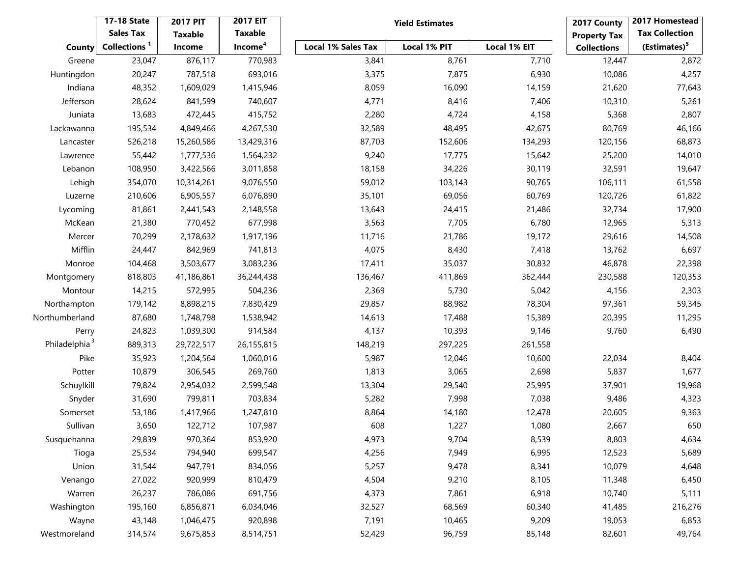| County | 17-18 State Sales Tax Collections [1] | 2017 PIT Taxable Income | 2017 EIT Taxable Income[4] | Yield Estimates Local 1% Sales Tax | Local 1% PIT | Local 1% EIT | 2017 County Property Tax Collections | 2017 Homestead Tax Collection (Estimates)[5] |
|---|---|---|---|---|---|---|---|---|
| Greene | 23,047 | 876,117 | 770,983 | 3,841 | 8,761 | 7,710 | 12,447 | 2,872 |
| Huntingdon | 20,247 | 787,518 | 693,016 | 3,375 | 7,875 | 6,930 | 10,086 | 4,257 |
| Indiana | 48,352 | 1,609,029 | 1,415,946 | 8,059 | 16,090 | 14,159 | 21,620 | 77,643 |
| Jefferson | 28,624 | 841,599 | 740,607 | 4,771 | 8,416 | 7,406 | 10,310 | 5,261 |
| Juniata | 13,683 | 472,445 | 415,752 | 2,280 | 4,724 | 4,158 | 5,368 | 2,807 |
| Lackawanna | 195,534 | 4,849,466 | 4,267,530 | 32,589 | 48,495 | 42,675 | 80,769 | 46,166 |
| Lancaster | 526,218 | 15,260,586 | 13,429,316 | 87,703 | 152,606 | 134,293 | 120,156 | 68,873 |
| Lawrence | 55,442 | 1,777,536 | 1,564,232 | 9,240 | 17,775 | 15,642 | 25,200 | 14,010 |
| Lebanon | 108,950 | 3,422,566 | 3,011,858 | 18,158 | 34,226 | 30,119 | 32,591 | 19,647 |
| Lehigh | 354,070 | 10,314,261 | 9,076,550 | 59,012 | 103,143 | 90,765 | 106,111 | 61,558 |
| Luzerne | 210,606 | 6,905,557 | 6,076,890 | 35,101 | 69,056 | 60,769 | 120,726 | 61,822 |
| Lycoming | 81,861 | 2,441,543 | 2,148,558 | 13,643 | 24,415 | 21,486 | 32,734 | 17,900 |
| McKean | 21,380 | 770,452 | 677,998 | 3,563 | 7,705 | 6,780 | 12,965 | 5,313 |
| Mercer | 70,299 | 2,178,632 | 1,917,196 | 11,716 | 21,786 | 19,172 | 29,616 | 14,508 |
| Mifflin | 24,447 | 842,969 | 741,813 | 4,075 | 8,430 | 7,418 | 13,762 | 6,697 |
| Monroe | 104,468 | 3,503,677 | 3,083,236 | 17,411 | 35,037 | 30,832 | 46,878 | 22,398 |
| Montgomery | 818,803 | 41,186,861 | 36,244,438 | 136,467 | 411,869 | 362,444 | 230,588 | 120,353 |
| Montour | 14,215 | 572,995 | 504,236 | 2,369 | 5,730 | 5,042 | 4,156 | 2,303 |
| Northampton | 179,142 | 8,898,215 | 7,830,429 | 29,857 | 88,982 | 78,304 | 97,361 | 59,345 |
| Northumberland | 87,680 | 1,748,798 | 1,538,942 | 14,613 | 17,488 | 15,389 | 20,395 | 11,295 |
| Perry | 24,823 | 1,039,300 | 914,584 | 4,137 | 10,393 | 9,146 | 9,760 | 6,490 |
| Philadelphia [3] | 889,313 | 29,722,517 | 26,155,815 | 148,219 | 297,225 | 261,558 | | |
| Pike | 35,923 | 1,204,564 | 1,060,016 | 5,987 | 12,046 | 10,600 | 22,034 | 8,404 |
| Potter | 10,879 | 306,545 | 269,760 | 1,813 | 3,065 | 2,698 | 5,837 | 1,677 |
| Schuylkill | 79,824 | 2,954,032 | 2,599,548 | 13,304 | 29,540 | 25,995 | 37,901 | 19,968 |
| Snyder | 31,690 | 799,811 | 703,834 | 5,282 | 7,998 | 7,038 | 9,486 | 4,323 |
| Somerset | 53,186 | 1,417,966 | 1,247,810 | 8,864 | 14,180 | 12,478 | 20,605 | 9,363 |
| Sullivan | 3,650 | 122,712 | 107,987 | 608 | 1,227 | 1,080 | 2,667 | 650 |
| Susquehanna | 29,839 | 970,364 | 853,920 | 4,973 | 9,704 | 8,539 | 8,803 | 4,634 |
| Tioga | 25,534 | 794,940 | 699,547 | 4,256 | 7,949 | 6,995 | 12,523 | 5,689 |
| Union | 31,544 | 947,791 | 834,056 | 5,257 | 9,478 | 8,341 | 10,079 | 4,648 |
| Venango | 27,022 | 920,999 | 810,479 | 4,504 | 9,210 | 8,105 | 11,348 | 6,450 |
| Warren | 26,237 | 786,086 | 691,756 | 4,373 | 7,861 | 6,918 | 10,740 | 5,111 |
| Washington | 195,160 | 6,856,871 | 6,034,046 | 32,527 | 68,569 | 60,340 | 41,485 | 216,276 |
| Wayne | 43,148 | 1,046,475 | 920,898 | 7,191 | 10,465 | 9,209 | 19,053 | 6,853 |
| Westmoreland | 314,574 | 9,675,853 | 8,514,751 | 52,429 | 96,759 | 85,148 | 82,601 | 49,764 |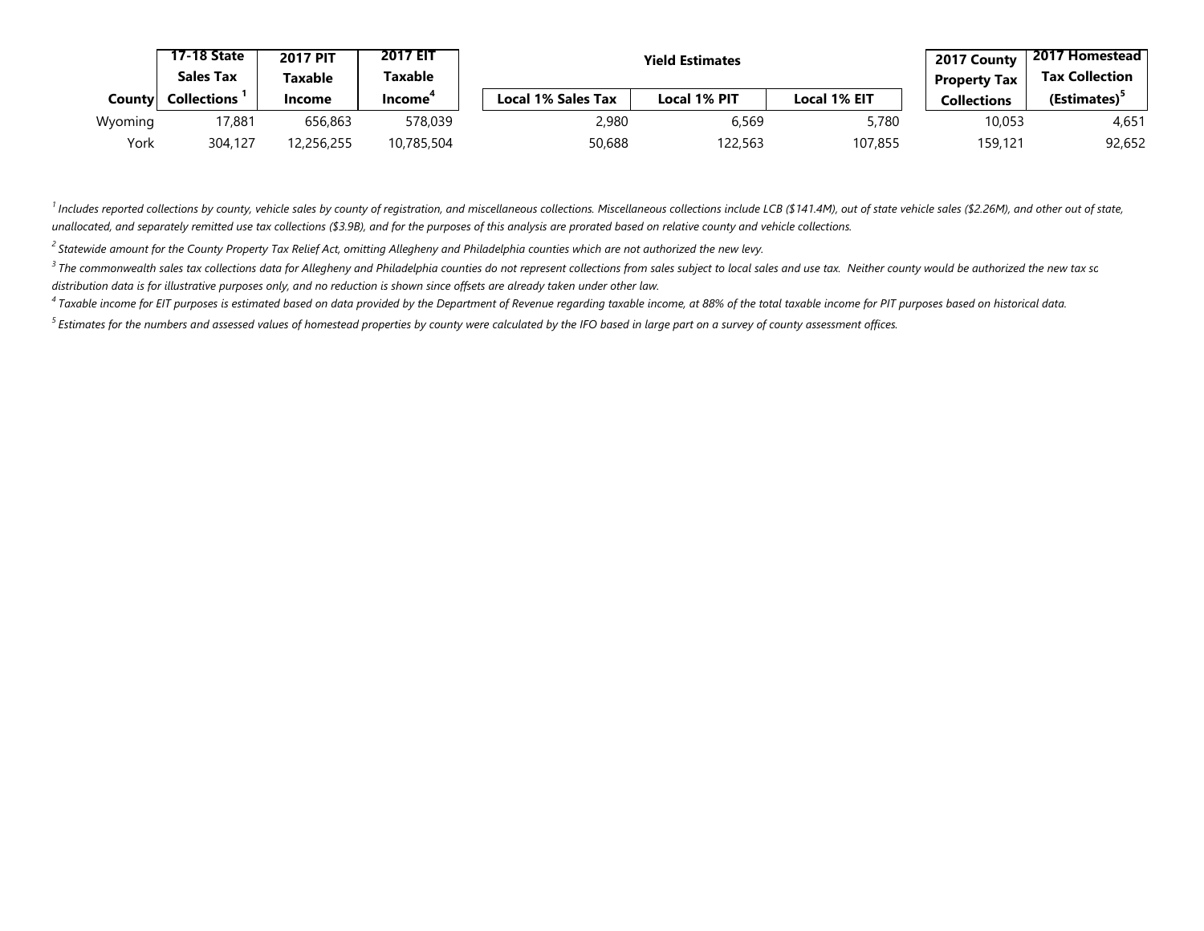| County | 17-18 State Sales Tax Collections [1] | 2017 PIT Taxable Income | 2017 EIT Taxable Income[4] | Yield Estimates: Local 1% Sales Tax | Yield Estimates: Local 1% PIT | Yield Estimates: Local 1% EIT | 2017 County Property Tax Collections | 2017 Homestead Tax Collection (Estimates)[5] |
|---|---|---|---|---|---|---|---|---|
| Wyoming | 17,881 | 656,863 | 578,039 | 2,980 | 6,569 | 5,780 | 10,053 | 4,651 |
| York | 304,127 | 12,256,255 | 10,785,504 | 50,688 | 122,563 | 107,855 | 159,121 | 92,652 |

*[1] Includes reported collections by county, vehicle sales by county of registration, and miscellaneous collections. Miscellaneous collections include LCB ($141.4M), out of state vehicle sales ($2.26M), and other out of state, unallocated, and separately remitted use tax collections ($3.9B), and for the purposes of this analysis are prorated based on relative county and vehicle collections.*

*[2] Statewide amount for the County Property Tax Relief Act, omitting Allegheny and Philadelphia counties which are not authorized the new levy.*

*[3] The commonwealth sales tax collections data for Allegheny and Philadelphia counties do not represent collections from sales subject to local sales and use tax. Neither county would be authorized the new tax sc distribution data is for illustrative purposes only, and no reduction is shown since offsets are already taken under other law.*

*[4] Taxable income for EIT purposes is estimated based on data provided by the Department of Revenue regarding taxable income, at 88% of the total taxable income for PIT purposes based on historical data.*

*[5] Estimates for the numbers and assessed values of homestead properties by county were calculated by the IFO based in large part on a survey of county assessment offices.*